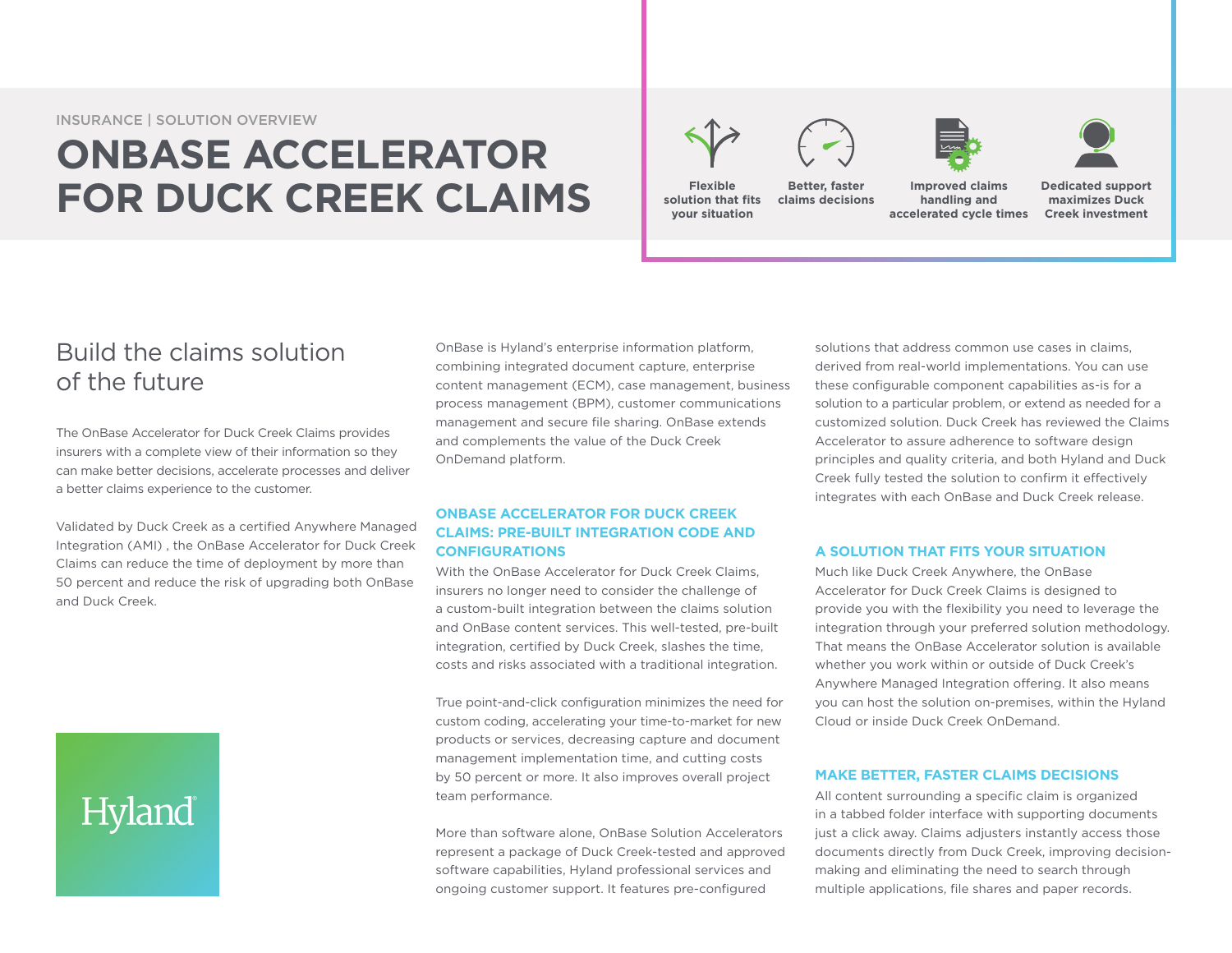INSURANCE | SOLUTION OVERVIEW

# ONBASE ACCELERATOR FOR DUCK CREEK CLAIMS

**Flexible solution that fits your situation**

**Better, faster claims decisions**

**Improved claims handling and accelerated cycle times**

**Dedicated support maximizes Duck Creek investment**

## Build the claims solution of the future

The OnBase Accelerator for Duck Creek Claims provides insurers with a complete view of their information so they can make better decisions, accelerate processes and deliver a better claims experience to the customer.

Validated by Duck Creek as a certified Anywhere Managed Integration (AMI) , the OnBase Accelerator for Duck Creek Claims can reduce the time of deployment by more than 50 percent and reduce the risk of upgrading both OnBase and Duck Creek.

Hyland

OnBase is Hyland's enterprise information platform, combining integrated document capture, enterprise content management (ECM), case management, business process management (BPM), customer communications management and secure file sharing. OnBase extends and complements the value of the Duck Creek OnDemand platform.

### ONBASE ACCELERATOR FOR DUCK CREEK CLAIMS: PRE-BUILT INTEGRATION CODE AND CONFIGURATIONS

With the OnBase Accelerator for Duck Creek Claims, insurers no longer need to consider the challenge of a custom-built integration between the claims solution and OnBase content services. This well-tested, pre-built integration, certified by Duck Creek, slashes the time, costs and risks associated with a traditional integration.

True point-and-click configuration minimizes the need for custom coding, accelerating your time-to-market for new products or services, decreasing capture and document management implementation time, and cutting costs by 50 percent or more. It also improves overall project team performance.

More than software alone, OnBase Solution Accelerators represent a package of Duck Creek-tested and approved software capabilities, Hyland professional services and ongoing customer support. It features pre-configured solutions that address common use cases in claims, derived from real-world implementations. You can use these configurable component capabilities as-is for a solution to a particular problem, or extend as needed for a customized solution. Duck Creek has reviewed the Claims Accelerator to assure adherence to software design principles and quality criteria, and both Hyland and Duck Creek fully tested the solution to confirm it effectively integrates with each OnBase and Duck Creek release.

### A SOLUTION THAT FITS YOUR SITUATION

Much like Duck Creek Anywhere, the OnBase Accelerator for Duck Creek Claims is designed to provide you with the flexibility you need to leverage the integration through your preferred solution methodology. That means the OnBase Accelerator solution is available whether you work within or outside of Duck Creek's Anywhere Managed Integration offering. It also means you can host the solution on-premises, within the Hyland Cloud or inside Duck Creek OnDemand.

### MAKE BETTER, FASTER CLAIMS DECISIONS

All content surrounding a specific claim is organized in a tabbed folder interface with supporting documents just a click away. Claims adjusters instantly access those documents directly from Duck Creek, improving decision-making and eliminating the need to search through multiple applications, file shares and paper records.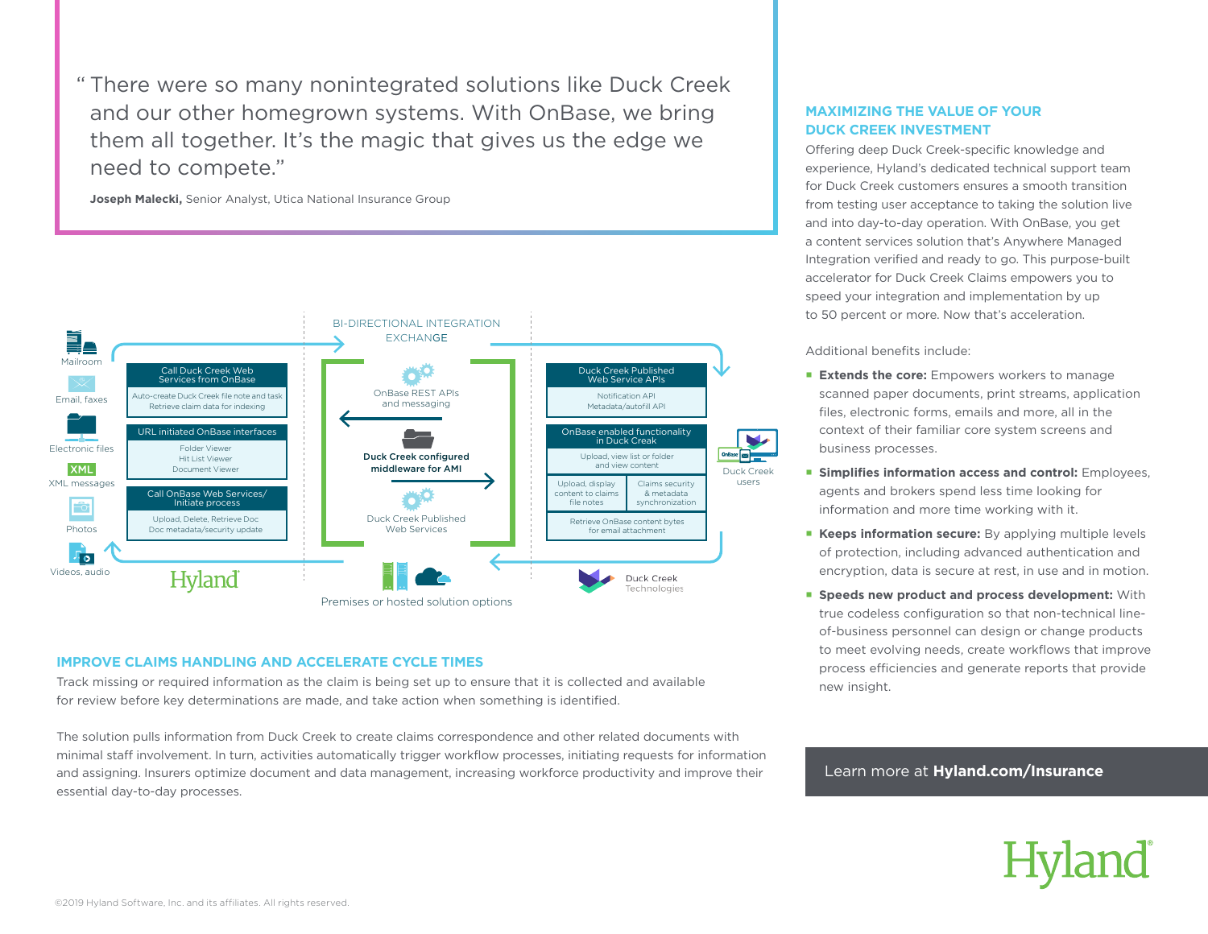> "There were so many nonintegrated solutions like Duck Creek and our other homegrown systems. With OnBase, we bring them all together. It's the magic that gives us the edge we need to compete."

**Joseph Malecki,** Senior Analyst, Utica National Insurance Group

BI-DIRECTIONAL INTEGRATION EXCHANGE

Mailroom
Email, faxes
Electronic files
XML messages
Photos
Videos, audio

Call Duck Creek Web Services from OnBase
Auto-create Duck Creek file note and task
Retrieve claim data for indexing

URL initiated OnBase interfaces
Folder Viewer
Hit List Viewer
Document Viewer

Call OnBase Web Services/ Initiate process
Upload, Delete, Retrieve Doc
Doc metadata/security update

Hyland

OnBase REST APIs and messaging

Duck Creek configured middleware for AMI

Duck Creek Published Web Services

Premises or hosted solution options

Duck Creek Published Web Service APIs
Notification API
Metadata/autofill API

OnBase enabled functionality in Duck Creek
Upload, view list or folder and view content
Upload, display content to claims file notes
Claims security & metadata synchronization
Retrieve OnBase content bytes for email attachment

Duck Creek users

Duck Creek Technologies

## IMPROVE CLAIMS HANDLING AND ACCELERATE CYCLE TIMES

Track missing or required information as the claim is being set up to ensure that it is collected and available for review before key determinations are made, and take action when something is identified.

The solution pulls information from Duck Creek to create claims correspondence and other related documents with minimal staff involvement. In turn, activities automatically trigger workflow processes, initiating requests for information and assigning. Insurers optimize document and data management, increasing workforce productivity and improve their essential day-to-day processes.

## MAXIMIZING THE VALUE OF YOUR DUCK CREEK INVESTMENT

Offering deep Duck Creek-specific knowledge and experience, Hyland's dedicated technical support team for Duck Creek customers ensures a smooth transition from testing user acceptance to taking the solution live and into day-to-day operation. With OnBase, you get a content services solution that's Anywhere Managed Integration verified and ready to go. This purpose-built accelerator for Duck Creek Claims empowers you to speed your integration and implementation by up to 50 percent or more. Now that's acceleration.

Additional benefits include:

- **Extends the core:** Empowers workers to manage scanned paper documents, print streams, application files, electronic forms, emails and more, all in the context of their familiar core system screens and business processes.
- **Simplifies information access and control:** Employees, agents and brokers spend less time looking for information and more time working with it.
- **Keeps information secure:** By applying multiple levels of protection, including advanced authentication and encryption, data is secure at rest, in use and in motion.
- **Speeds new product and process development:** With true codeless configuration so that non-technical line-of-business personnel can design or change products to meet evolving needs, create workflows that improve process efficiencies and generate reports that provide new insight.

Learn more at **Hyland.com/Insurance**

Hyland®

©2019 Hyland Software, Inc. and its affiliates. All rights reserved.